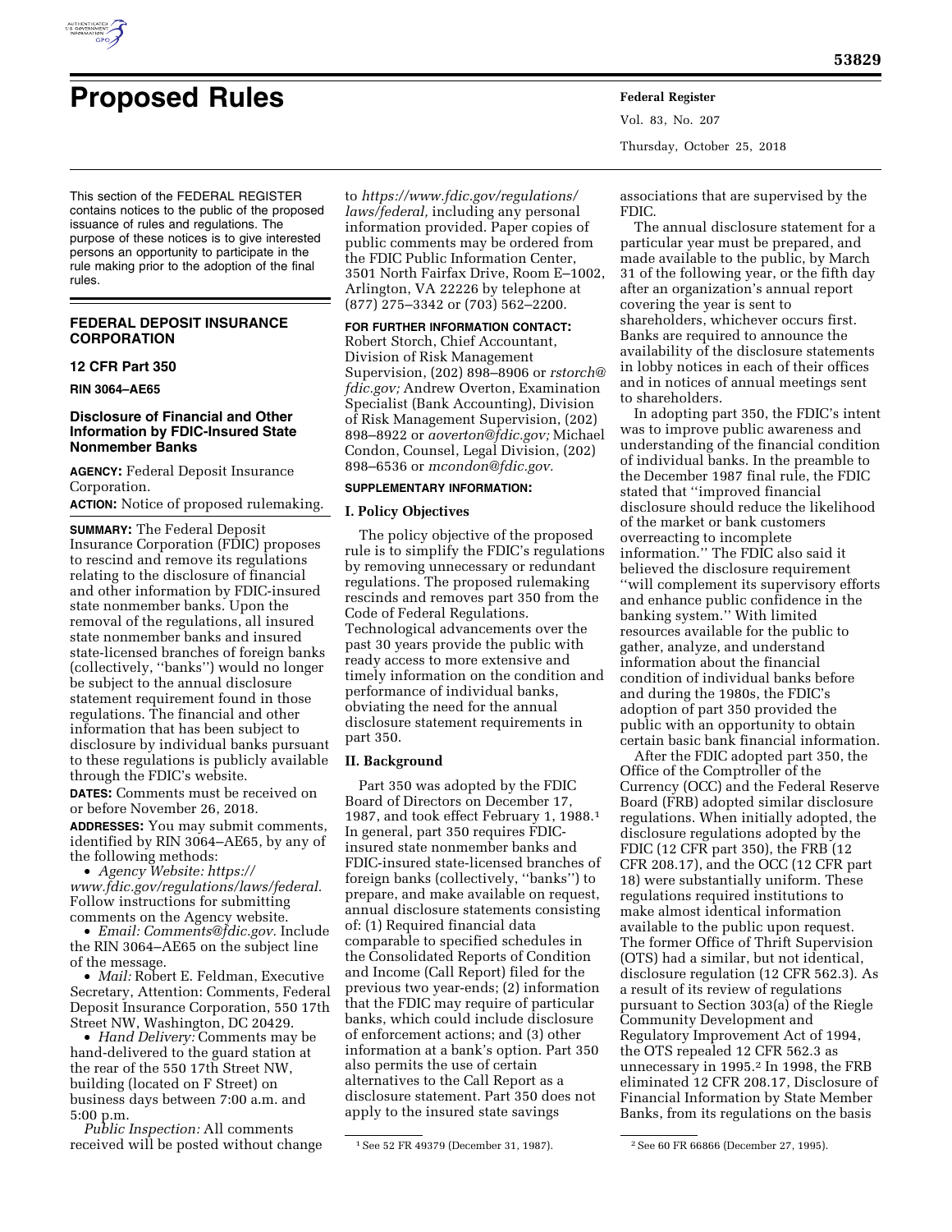# Proposed Rules

This section of the FEDERAL REGISTER contains notices to the public of the proposed issuance of rules and regulations. The purpose of these notices is to give interested persons an opportunity to participate in the rule making prior to the adoption of the final rules.

## FEDERAL DEPOSIT INSURANCE CORPORATION

### 12 CFR Part 350

**RIN 3064–AE65**

### Disclosure of Financial and Other Information by FDIC-Insured State Nonmember Banks

**AGENCY:** Federal Deposit Insurance Corporation.

**ACTION:** Notice of proposed rulemaking.

**SUMMARY:** The Federal Deposit Insurance Corporation (FDIC) proposes to rescind and remove its regulations relating to the disclosure of financial and other information by FDIC-insured state nonmember banks. Upon the removal of the regulations, all insured state nonmember banks and insured state-licensed branches of foreign banks (collectively, "banks") would no longer be subject to the annual disclosure statement requirement found in those regulations. The financial and other information that has been subject to disclosure by individual banks pursuant to these regulations is publicly available through the FDIC's website.

**DATES:** Comments must be received on or before November 26, 2018.

**ADDRESSES:** You may submit comments, identified by RIN 3064–AE65, by any of the following methods:

- *Agency Website: https://www.fdic.gov/regulations/laws/federal.* Follow instructions for submitting comments on the Agency website.
- *Email: Comments@fdic.gov.* Include the RIN 3064–AE65 on the subject line of the message.
- *Mail:* Robert E. Feldman, Executive Secretary, Attention: Comments, Federal Deposit Insurance Corporation, 550 17th Street NW, Washington, DC 20429.
- *Hand Delivery:* Comments may be hand-delivered to the guard station at the rear of the 550 17th Street NW, building (located on F Street) on business days between 7:00 a.m. and 5:00 p.m.

*Public Inspection:* All comments received will be posted without change to *https://www.fdic.gov/regulations/laws/federal,* including any personal information provided. Paper copies of public comments may be ordered from the FDIC Public Information Center, 3501 North Fairfax Drive, Room E–1002, Arlington, VA 22226 by telephone at (877) 275–3342 or (703) 562–2200.

**FOR FURTHER INFORMATION CONTACT:** Robert Storch, Chief Accountant, Division of Risk Management Supervision, (202) 898–8906 or *rstorch@fdic.gov;* Andrew Overton, Examination Specialist (Bank Accounting), Division of Risk Management Supervision, (202) 898–8922 or *aoverton@fdic.gov;* Michael Condon, Counsel, Legal Division, (202) 898–6536 or *mcondon@fdic.gov.*

**SUPPLEMENTARY INFORMATION:**

### I. Policy Objectives

The policy objective of the proposed rule is to simplify the FDIC's regulations by removing unnecessary or redundant regulations. The proposed rulemaking rescinds and removes part 350 from the Code of Federal Regulations. Technological advancements over the past 30 years provide the public with ready access to more extensive and timely information on the condition and performance of individual banks, obviating the need for the annual disclosure statement requirements in part 350.

### II. Background

Part 350 was adopted by the FDIC Board of Directors on December 17, 1987, and took effect February 1, 1988.[1] In general, part 350 requires FDIC-insured state nonmember banks and FDIC-insured state-licensed branches of foreign banks (collectively, "banks") to prepare, and make available on request, annual disclosure statements consisting of: (1) Required financial data comparable to specified schedules in the Consolidated Reports of Condition and Income (Call Report) filed for the previous two year-ends; (2) information that the FDIC may require of particular banks, which could include disclosure of enforcement actions; and (3) other information at a bank's option. Part 350 also permits the use of certain alternatives to the Call Report as a disclosure statement. Part 350 does not apply to the insured state savings associations that are supervised by the FDIC.

The annual disclosure statement for a particular year must be prepared, and made available to the public, by March 31 of the following year, or the fifth day after an organization's annual report covering the year is sent to shareholders, whichever occurs first. Banks are required to announce the availability of the disclosure statements in lobby notices in each of their offices and in notices of annual meetings sent to shareholders.

In adopting part 350, the FDIC's intent was to improve public awareness and understanding of the financial condition of individual banks. In the preamble to the December 1987 final rule, the FDIC stated that "improved financial disclosure should reduce the likelihood of the market or bank customers overreacting to incomplete information." The FDIC also said it believed the disclosure requirement "will complement its supervisory efforts and enhance public confidence in the banking system." With limited resources available for the public to gather, analyze, and understand information about the financial condition of individual banks before and during the 1980s, the FDIC's adoption of part 350 provided the public with an opportunity to obtain certain basic bank financial information.

After the FDIC adopted part 350, the Office of the Comptroller of the Currency (OCC) and the Federal Reserve Board (FRB) adopted similar disclosure regulations. When initially adopted, the disclosure regulations adopted by the FDIC (12 CFR part 350), the FRB (12 CFR 208.17), and the OCC (12 CFR part 18) were substantially uniform. These regulations required institutions to make almost identical information available to the public upon request. The former Office of Thrift Supervision (OTS) had a similar, but not identical, disclosure regulation (12 CFR 562.3). As a result of its review of regulations pursuant to Section 303(a) of the Riegle Community Development and Regulatory Improvement Act of 1994, the OTS repealed 12 CFR 562.3 as unnecessary in 1995.[2] In 1998, the FRB eliminated 12 CFR 208.17, Disclosure of Financial Information by State Member Banks, from its regulations on the basis

[1] See 52 FR 49379 (December 31, 1987).

[2] See 60 FR 66866 (December 27, 1995).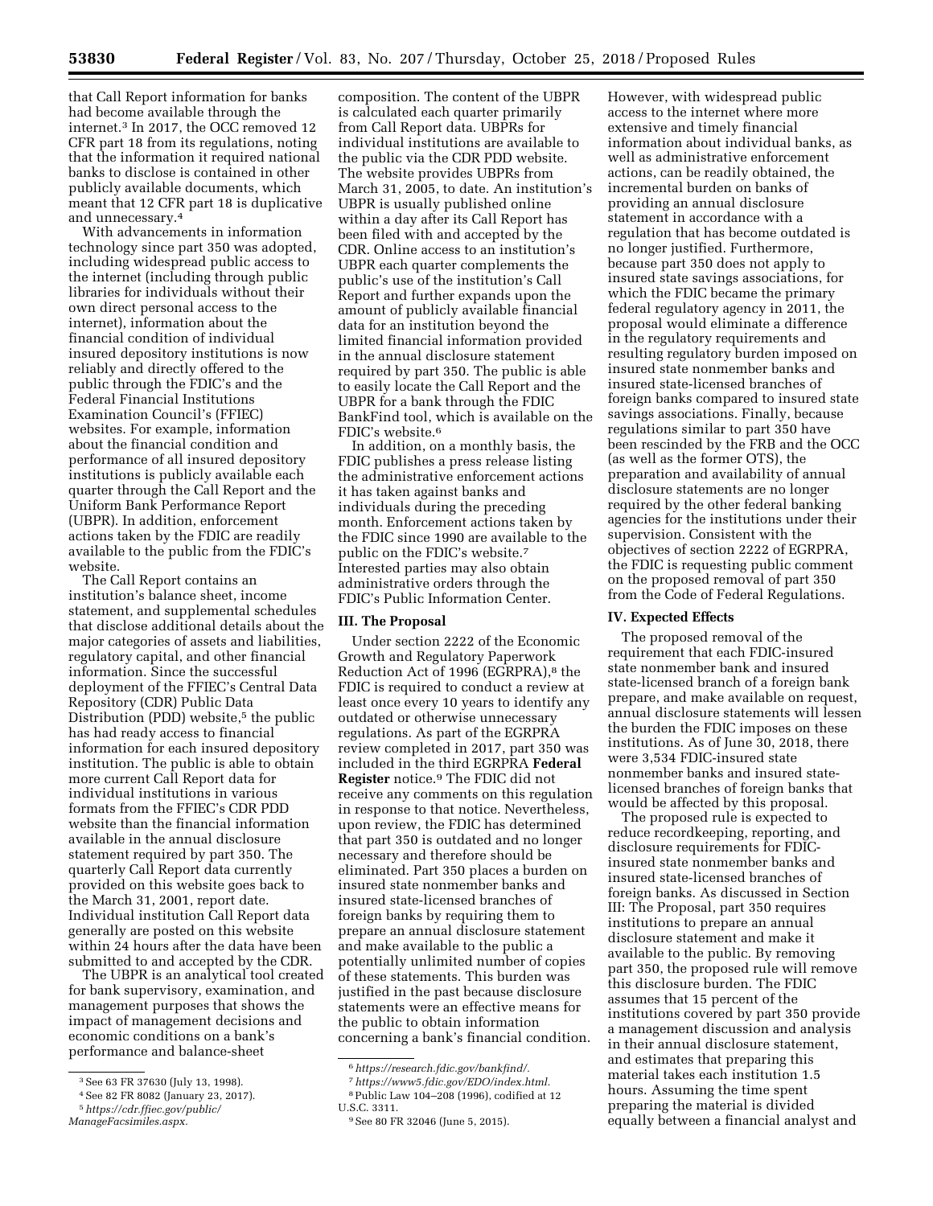that Call Report information for banks had become available through the internet.[3] In 2017, the OCC removed 12 CFR part 18 from its regulations, noting that the information it required national banks to disclose is contained in other publicly available documents, which meant that 12 CFR part 18 is duplicative and unnecessary.[4]

With advancements in information technology since part 350 was adopted, including widespread public access to the internet (including through public libraries for individuals without their own direct personal access to the internet), information about the financial condition of individual insured depository institutions is now reliably and directly offered to the public through the FDIC's and the Federal Financial Institutions Examination Council's (FFIEC) websites. For example, information about the financial condition and performance of all insured depository institutions is publicly available each quarter through the Call Report and the Uniform Bank Performance Report (UBPR). In addition, enforcement actions taken by the FDIC are readily available to the public from the FDIC's website.

The Call Report contains an institution's balance sheet, income statement, and supplemental schedules that disclose additional details about the major categories of assets and liabilities, regulatory capital, and other financial information. Since the successful deployment of the FFIEC's Central Data Repository (CDR) Public Data Distribution (PDD) website,[5] the public has had ready access to financial information for each insured depository institution. The public is able to obtain more current Call Report data for individual institutions in various formats from the FFIEC's CDR PDD website than the financial information available in the annual disclosure statement required by part 350. The quarterly Call Report data currently provided on this website goes back to the March 31, 2001, report date. Individual institution Call Report data generally are posted on this website within 24 hours after the data have been submitted to and accepted by the CDR.

The UBPR is an analytical tool created for bank supervisory, examination, and management purposes that shows the impact of management decisions and economic conditions on a bank's performance and balance-sheet composition. The content of the UBPR is calculated each quarter primarily from Call Report data. UBPRs for individual institutions are available to the public via the CDR PDD website. The website provides UBPRs from March 31, 2005, to date. An institution's UBPR is usually published online within a day after its Call Report has been filed with and accepted by the CDR. Online access to an institution's UBPR each quarter complements the public's use of the institution's Call Report and further expands upon the amount of publicly available financial data for an institution beyond the limited financial information provided in the annual disclosure statement required by part 350. The public is able to easily locate the Call Report and the UBPR for a bank through the FDIC BankFind tool, which is available on the FDIC's website.[6]

In addition, on a monthly basis, the FDIC publishes a press release listing the administrative enforcement actions it has taken against banks and individuals during the preceding month. Enforcement actions taken by the FDIC since 1990 are available to the public on the FDIC's website.[7] Interested parties may also obtain administrative orders through the FDIC's Public Information Center.

## III. The Proposal

Under section 2222 of the Economic Growth and Regulatory Paperwork Reduction Act of 1996 (EGRPRA),[8] the FDIC is required to conduct a review at least once every 10 years to identify any outdated or otherwise unnecessary regulations. As part of the EGRPRA review completed in 2017, part 350 was included in the third EGRPRA **Federal Register** notice.[9] The FDIC did not receive any comments on this regulation in response to that notice. Nevertheless, upon review, the FDIC has determined that part 350 is outdated and no longer necessary and therefore should be eliminated. Part 350 places a burden on insured state nonmember banks and insured state-licensed branches of foreign banks by requiring them to prepare an annual disclosure statement and make available to the public a potentially unlimited number of copies of these statements. This burden was justified in the past because disclosure statements were an effective means for the public to obtain information concerning a bank's financial condition. However, with widespread public access to the internet where more extensive and timely financial information about individual banks, as well as administrative enforcement actions, can be readily obtained, the incremental burden on banks of providing an annual disclosure statement in accordance with a regulation that has become outdated is no longer justified. Furthermore, because part 350 does not apply to insured state savings associations, for which the FDIC became the primary federal regulatory agency in 2011, the proposal would eliminate a difference in the regulatory requirements and resulting regulatory burden imposed on insured state nonmember banks and insured state-licensed branches of foreign banks compared to insured state savings associations. Finally, because regulations similar to part 350 have been rescinded by the FRB and the OCC (as well as the former OTS), the preparation and availability of annual disclosure statements are no longer required by the other federal banking agencies for the institutions under their supervision. Consistent with the objectives of section 2222 of EGRPRA, the FDIC is requesting public comment on the proposed removal of part 350 from the Code of Federal Regulations.

## IV. Expected Effects

The proposed removal of the requirement that each FDIC-insured state nonmember bank and insured state-licensed branch of a foreign bank prepare, and make available on request, annual disclosure statements will lessen the burden the FDIC imposes on these institutions. As of June 30, 2018, there were 3,534 FDIC-insured state nonmember banks and insured state-licensed branches of foreign banks that would be affected by this proposal.

The proposed rule is expected to reduce recordkeeping, reporting, and disclosure requirements for FDIC-insured state nonmember banks and insured state-licensed branches of foreign banks. As discussed in Section III: The Proposal, part 350 requires institutions to prepare an annual disclosure statement and make it available to the public. By removing part 350, the proposed rule will remove this disclosure burden. The FDIC assumes that 15 percent of the institutions covered by part 350 provide a management discussion and analysis in their annual disclosure statement, and estimates that preparing this material takes each institution 1.5 hours. Assuming the time spent preparing the material is divided equally between a financial analyst and

[3] See 63 FR 37630 (July 13, 1998).

[4] See 82 FR 8082 (January 23, 2017).

[5] *https://cdr.ffiec.gov/public/ManageFacsimiles.aspx.*

[6] *https://research.fdic.gov/bankfind/.*

[7] *https://www5.fdic.gov/EDO/index.html.*

[8] Public Law 104–208 (1996), codified at 12 U.S.C. 3311.

[9] See 80 FR 32046 (June 5, 2015).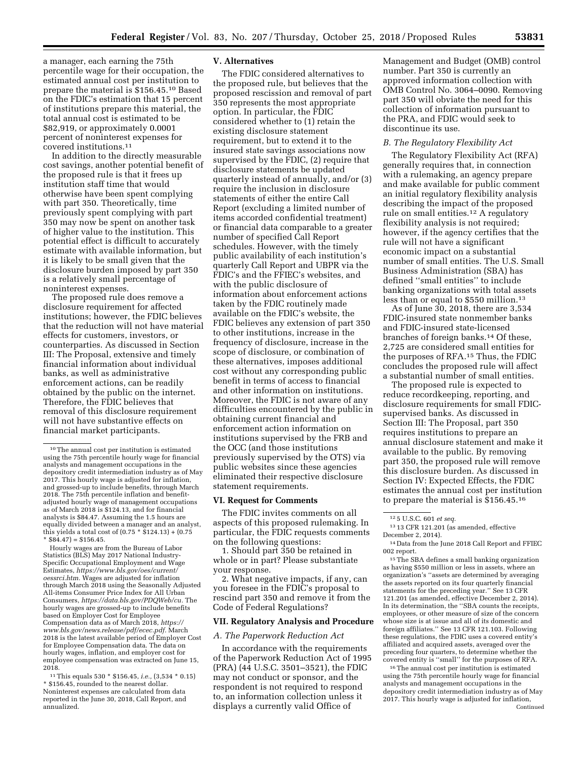a manager, each earning the 75th percentile wage for their occupation, the estimated annual cost per institution to prepare the material is $156.45.[10] Based on the FDIC's estimation that 15 percent of institutions prepare this material, the total annual cost is estimated to be $82,919, or approximately 0.0001 percent of noninterest expenses for covered institutions.[11]

In addition to the directly measurable cost savings, another potential benefit of the proposed rule is that it frees up institution staff time that would otherwise have been spent complying with part 350. Theoretically, time previously spent complying with part 350 may now be spent on another task of higher value to the institution. This potential effect is difficult to accurately estimate with available information, but it is likely to be small given that the disclosure burden imposed by part 350 is a relatively small percentage of noninterest expenses.

The proposed rule does remove a disclosure requirement for affected institutions; however, the FDIC believes that the reduction will not have material effects for customers, investors, or counterparties. As discussed in Section III: The Proposal, extensive and timely financial information about individual banks, as well as administrative enforcement actions, can be readily obtained by the public on the internet. Therefore, the FDIC believes that removal of this disclosure requirement will not have substantive effects on financial market participants.

## V. Alternatives

The FDIC considered alternatives to the proposed rule, but believes that the proposed rescission and removal of part 350 represents the most appropriate option. In particular, the FDIC considered whether to (1) retain the existing disclosure statement requirement, but to extend it to the insured state savings associations now supervised by the FDIC, (2) require that disclosure statements be updated quarterly instead of annually, and/or (3) require the inclusion in disclosure statements of either the entire Call Report (excluding a limited number of items accorded confidential treatment) or financial data comparable to a greater number of specified Call Report schedules. However, with the timely public availability of each institution's quarterly Call Report and UBPR via the FDIC's and the FFIEC's websites, and with the public disclosure of information about enforcement actions taken by the FDIC routinely made available on the FDIC's website, the FDIC believes any extension of part 350 to other institutions, increase in the frequency of disclosure, increase in the scope of disclosure, or combination of these alternatives, imposes additional cost without any corresponding public benefit in terms of access to financial and other information on institutions. Moreover, the FDIC is not aware of any difficulties encountered by the public in obtaining current financial and enforcement action information on institutions supervised by the FRB and the OCC (and those institutions previously supervised by the OTS) via public websites since these agencies eliminated their respective disclosure statement requirements.

## VI. Request for Comments

The FDIC invites comments on all aspects of this proposed rulemaking. In particular, the FDIC requests comments on the following questions:

1. Should part 350 be retained in whole or in part? Please substantiate your response.

2. What negative impacts, if any, can you foresee in the FDIC's proposal to rescind part 350 and remove it from the Code of Federal Regulations?

## VII. Regulatory Analysis and Procedure

### A. The Paperwork Reduction Act

In accordance with the requirements of the Paperwork Reduction Act of 1995 (PRA) (44 U.S.C. 3501–3521), the FDIC may not conduct or sponsor, and the respondent is not required to respond to, an information collection unless it displays a currently valid Office of Management and Budget (OMB) control number. Part 350 is currently an approved information collection with OMB Control No. 3064–0090. Removing part 350 will obviate the need for this collection of information pursuant to the PRA, and FDIC would seek to discontinue its use.

### B. The Regulatory Flexibility Act

The Regulatory Flexibility Act (RFA) generally requires that, in connection with a rulemaking, an agency prepare and make available for public comment an initial regulatory flexibility analysis describing the impact of the proposed rule on small entities.[12] A regulatory flexibility analysis is not required; however, if the agency certifies that the rule will not have a significant economic impact on a substantial number of small entities. The U.S. Small Business Administration (SBA) has defined "small entities" to include banking organizations with total assets less than or equal to $550 million.[13]

As of June 30, 2018, there are 3,534 FDIC-insured state nonmember banks and FDIC-insured state-licensed branches of foreign banks.[14] Of these, 2,725 are considered small entities for the purposes of RFA.[15] Thus, the FDIC concludes the proposed rule will affect a substantial number of small entities.

The proposed rule is expected to reduce recordkeeping, reporting, and disclosure requirements for small FDIC-supervised banks. As discussed in Section III: The Proposal, part 350 requires institutions to prepare an annual disclosure statement and make it available to the public. By removing part 350, the proposed rule will remove this disclosure burden. As discussed in Section IV: Expected Effects, the FDIC estimates the annual cost per institution to prepare the material is $156.45.[16]

---

[10] The annual cost per institution is estimated using the 75th percentile hourly wage for financial analysts and management occupations in the depository credit intermediation industry as of May 2017. This hourly wage is adjusted for inflation, and grossed-up to include benefits, through March 2018. The 75th percentile inflation and benefit-adjusted hourly wage of management occupations as of March 2018 is $124.13, and for financial analysts is $84.47. Assuming the 1.5 hours are equally divided between a manager and an analyst, this yields a total cost of (0.75 * $124.13) + (0.75 * $84.47) = $156.45.

Hourly wages are from the Bureau of Labor Statistics (BLS) May 2017 National Industry-Specific Occupational Employment and Wage Estimates, *https://www.bls.gov/oes/current/oessrci.htm*. Wages are adjusted for inflation through March 2018 using the Seasonally Adjusted All-items Consumer Price Index for All Urban Consumers, *https://data.bls.gov/PDQWeb/cu*. The hourly wages are grossed-up to include benefits based on Employer Cost for Employee Compensation data as of March 2018, *https://www.bls.gov/news.release/pdf/ecec.pdf*. March 2018 is the latest available period of Employer Cost for Employee Compensation data. The data on hourly wages, inflation, and employer cost for employee compensation was extracted on June 15, 2018.

[11] This equals 530 * $156.45, *i.e.,* (3,534 * 0.15) * $156.45, rounded to the nearest dollar. Noninterest expenses are calculated from data reported in the June 30, 2018, Call Report, and annualized.

[12] 5 U.S.C. 601 *et seq.*

[13] 13 CFR 121.201 (as amended, effective December 2, 2014).

[14] Data from the June 2018 Call Report and FFIEC 002 report.

[15] The SBA defines a small banking organization as having $550 million or less in assets, where an organization's "assets are determined by averaging the assets reported on its four quarterly financial statements for the preceding year." See 13 CFR 121.201 (as amended, effective December 2, 2014). In its determination, the "SBA counts the receipts, employees, or other measure of size of the concern whose size is at issue and all of its domestic and foreign affiliates." See 13 CFR 121.103. Following these regulations, the FDIC uses a covered entity's affiliated and acquired assets, averaged over the preceding four quarters, to determine whether the covered entity is "small" for the purposes of RFA.

[16] The annual cost per institution is estimated using the 75th percentile hourly wage for financial analysts and management occupations in the depository credit intermediation industry as of May 2017. This hourly wage is adjusted for inflation, Continued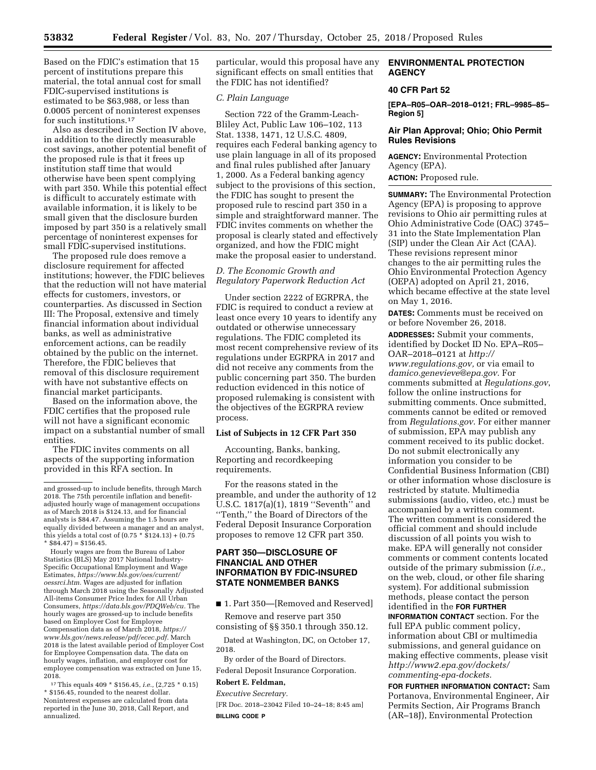Based on the FDIC's estimation that 15 percent of institutions prepare this material, the total annual cost for small FDIC-supervised institutions is estimated to be $63,988, or less than 0.0005 percent of noninterest expenses for such institutions.[17]

Also as described in Section IV above, in addition to the directly measurable cost savings, another potential benefit of the proposed rule is that it frees up institution staff time that would otherwise have been spent complying with part 350. While this potential effect is difficult to accurately estimate with available information, it is likely to be small given that the disclosure burden imposed by part 350 is a relatively small percentage of noninterest expenses for small FDIC-supervised institutions.

The proposed rule does remove a disclosure requirement for affected institutions; however, the FDIC believes that the reduction will not have material effects for customers, investors, or counterparties. As discussed in Section III: The Proposal, extensive and timely financial information about individual banks, as well as administrative enforcement actions, can be readily obtained by the public on the internet. Therefore, the FDIC believes that removal of this disclosure requirement with have not substantive effects on financial market participants.

Based on the information above, the FDIC certifies that the proposed rule will not have a significant economic impact on a substantial number of small entities.

The FDIC invites comments on all aspects of the supporting information provided in this RFA section. In particular, would this proposal have any significant effects on small entities that the FDIC has not identified?

*C. Plain Language*

Section 722 of the Gramm-Leach-Bliley Act, Public Law 106–102, 113 Stat. 1338, 1471, 12 U.S.C. 4809, requires each Federal banking agency to use plain language in all of its proposed and final rules published after January 1, 2000. As a Federal banking agency subject to the provisions of this section, the FDIC has sought to present the proposed rule to rescind part 350 in a simple and straightforward manner. The FDIC invites comments on whether the proposal is clearly stated and effectively organized, and how the FDIC might make the proposal easier to understand.

*D. The Economic Growth and Regulatory Paperwork Reduction Act*

Under section 2222 of EGRPRA, the FDIC is required to conduct a review at least once every 10 years to identify any outdated or otherwise unnecessary regulations. The FDIC completed its most recent comprehensive review of its regulations under EGRPRA in 2017 and did not receive any comments from the public concerning part 350. The burden reduction evidenced in this notice of proposed rulemaking is consistent with the objectives of the EGRPRA review process.

**List of Subjects in 12 CFR Part 350**

Accounting, Banks, banking, Reporting and recordkeeping requirements.

For the reasons stated in the preamble, and under the authority of 12 U.S.C. 1817(a)(1), 1819 ''Seventh'' and ''Tenth,'' the Board of Directors of the Federal Deposit Insurance Corporation proposes to remove 12 CFR part 350.

## PART 350—DISCLOSURE OF FINANCIAL AND OTHER INFORMATION BY FDIC-INSURED STATE NONMEMBER BANKS

■ 1. Part 350—[Removed and Reserved]

Remove and reserve part 350 consisting of §§ 350.1 through 350.12.

Dated at Washington, DC, on October 17, 2018.

By order of the Board of Directors.

Federal Deposit Insurance Corporation.

**Robert E. Feldman,**

*Executive Secretary.*

[FR Doc. 2018–23042 Filed 10–24–18; 8:45 am]

**BILLING CODE P**

---

and grossed-up to include benefits, through March 2018. The 75th percentile inflation and benefit-adjusted hourly wage of management occupations as of March 2018 is $124.13, and for financial analysts is $84.47. Assuming the 1.5 hours are equally divided between a manager and an analyst, this yields a total cost of (0.75 * $124.13) + (0.75 * $84.47) = $156.45.

Hourly wages are from the Bureau of Labor Statistics (BLS) May 2017 National Industry-Specific Occupational Employment and Wage Estimates, *https://www.bls.gov/oes/current/oessrci.htm*. Wages are adjusted for inflation through March 2018 using the Seasonally Adjusted All-items Consumer Price Index for All Urban Consumers, *https://data.bls.gov/PDQWeb/cu*. The hourly wages are grossed-up to include benefits based on Employer Cost for Employee Compensation data as of March 2018, *https://www.bls.gov/news.release/pdf/ecec.pdf*. March 2018 is the latest available period of Employer Cost for Employee Compensation data. The data on hourly wages, inflation, and employer cost for employee compensation was extracted on June 15, 2018.

[17] This equals 409 * $156.45, *i.e.,* (2,725 * 0.15) * $156.45, rounded to the nearest dollar. Noninterest expenses are calculated from data reported in the June 30, 2018, Call Report, and annualized.

---

## ENVIRONMENTAL PROTECTION AGENCY

### 40 CFR Part 52

**[EPA–R05–OAR–2018–0121; FRL–9985–85–Region 5]**

### Air Plan Approval; Ohio; Ohio Permit Rules Revisions

**AGENCY:** Environmental Protection Agency (EPA).

**ACTION:** Proposed rule.

**SUMMARY:** The Environmental Protection Agency (EPA) is proposing to approve revisions to Ohio air permitting rules at Ohio Administrative Code (OAC) 3745–31 into the State Implementation Plan (SIP) under the Clean Air Act (CAA). These revisions represent minor changes to the air permitting rules the Ohio Environmental Protection Agency (OEPA) adopted on April 21, 2016, which became effective at the state level on May 1, 2016.

**DATES:** Comments must be received on or before November 26, 2018.

**ADDRESSES:** Submit your comments, identified by Docket ID No. EPA–R05–OAR–2018–0121 at *http://www.regulations.gov,* or via email to *damico.genevieve@epa.gov*. For comments submitted at *Regulations.gov*, follow the online instructions for submitting comments. Once submitted, comments cannot be edited or removed from *Regulations.gov*. For either manner of submission, EPA may publish any comment received to its public docket. Do not submit electronically any information you consider to be Confidential Business Information (CBI) or other information whose disclosure is restricted by statute. Multimedia submissions (audio, video, etc.) must be accompanied by a written comment. The written comment is considered the official comment and should include discussion of all points you wish to make. EPA will generally not consider comments or comment contents located outside of the primary submission (*i.e.,* on the web, cloud, or other file sharing system). For additional submission methods, please contact the person identified in the **FOR FURTHER INFORMATION CONTACT** section. For the full EPA public comment policy, information about CBI or multimedia submissions, and general guidance on making effective comments, please visit *http://www2.epa.gov/dockets/commenting-epa-dockets.*

**FOR FURTHER INFORMATION CONTACT:** Sam Portanova, Environmental Engineer, Air Permits Section, Air Programs Branch (AR–18J), Environmental Protection